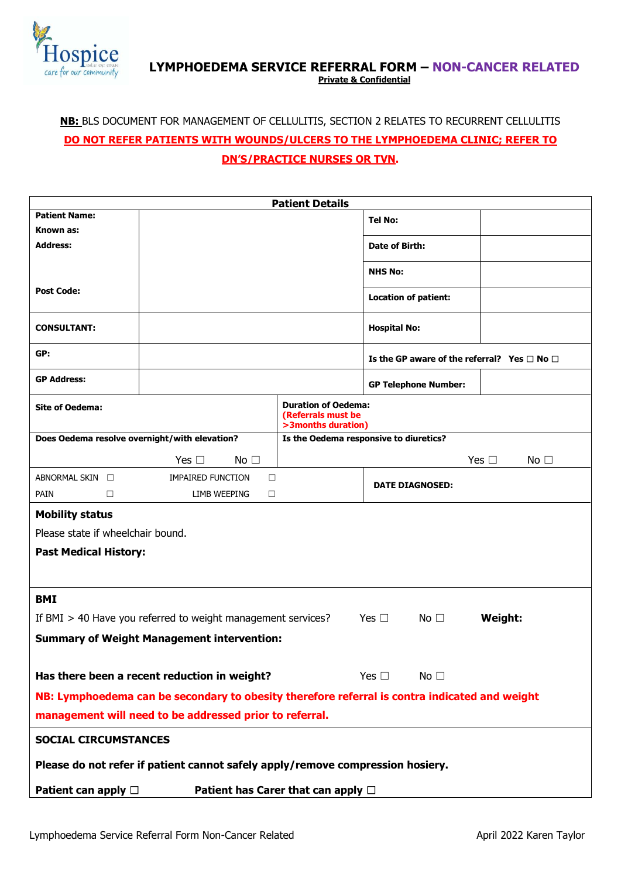# LYMPHOEDEMA SERVICE REFERRAL FORM – NON-CANCER RELATED

**Private & Confidential**

**NB:** BLS DOCUMENT FOR MANAGEMENT OF CELLULITIS, SECTION 2 RELATES TO RECURRENT CELLULITIS

**DO NOT REFER PATIENTS WITH WOUNDS/ULCERS TO THE LYMPHOEDEMA CLINIC; REFER TO DN'S/PRACTICE NURSES OR TVN.**

| Patient Details | | | |
|---|---|---|---|
| **Patient Name:** <br> **Known as:** <br> **Address:** <br><br> **Post Code:** | | **Tel No:** | |
| | | **Date of Birth:** | |
| | | **NHS No:** | |
| | | **Location of patient:** | |
| **CONSULTANT:** | | **Hospital No:** | |
| **GP:** | | **Is the GP aware of the referral?** Yes ☐ No ☐ | |
| **GP Address:** | | **GP Telephone Number:** | |
| **Site of Oedema:** | | **Duration of Oedema:** **(Referrals must be >3months duration)** | |
| **Does Oedema resolve overnight/with elevation?** Yes ☐ No ☐ | | **Is the Oedema responsive to diuretics?** Yes ☐ No ☐ | |
| ABNORMAL SKIN ☐ IMPAIRED FUNCTION ☐ <br> PAIN ☐ LIMB WEEPING ☐ | | **DATE DIAGNOSED:** | |

**Mobility status**

Please state if wheelchair bound.

**Past Medical History:**

**BMI**

If BMI > 40 Have you referred to weight management services? Yes ☐ No ☐ **Weight:**

**Summary of Weight Management intervention:**

**Has there been a recent reduction in weight?** Yes ☐ No ☐

**NB: Lymphoedema can be secondary to obesity therefore referral is contra indicated and weight management will need to be addressed prior to referral.**

**SOCIAL CIRCUMSTANCES**

**Please do not refer if patient cannot safely apply/remove compression hosiery.**

**Patient can apply** ☐ **Patient has Carer that can apply** ☐

Lymphoedema Service Referral Form Non-Cancer Related April 2022 Karen Taylor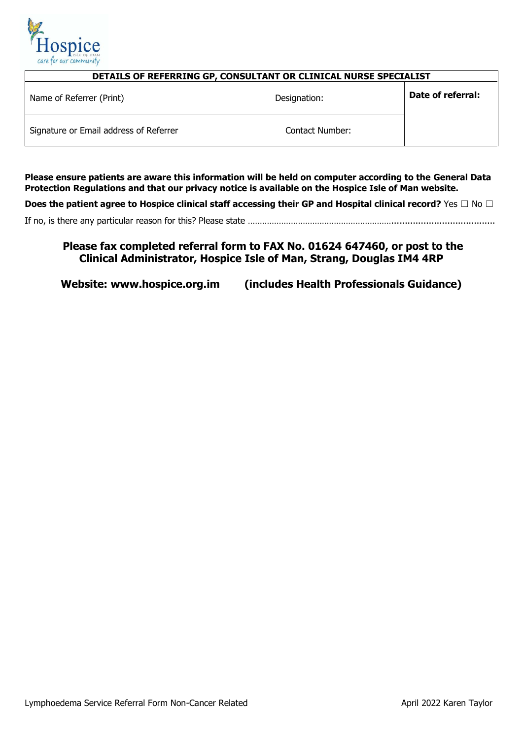| DETAILS OF REFERRING GP, CONSULTANT OR CLINICAL NURSE SPECIALIST | | |
|---|---|---|
| Name of Referrer (Print) | Designation: | **Date of referral:** |
| Signature or Email address of Referrer | Contact Number: | |

**Please ensure patients are aware this information will be held on computer according to the General Data Protection Regulations and that our privacy notice is available on the Hospice Isle of Man website.**

**Does the patient agree to Hospice clinical staff accessing their GP and Hospital clinical record?** Yes ☐ No ☐

If no, is there any particular reason for this? Please state ……………………………………………………………………………………

**Please fax completed referral form to FAX No. 01624 647460, or post to the Clinical Administrator, Hospice Isle of Man, Strang, Douglas IM4 4RP**

**Website: www.hospice.org.im (includes Health Professionals Guidance)**

Lymphoedema Service Referral Form Non-Cancer Related April 2022 Karen Taylor